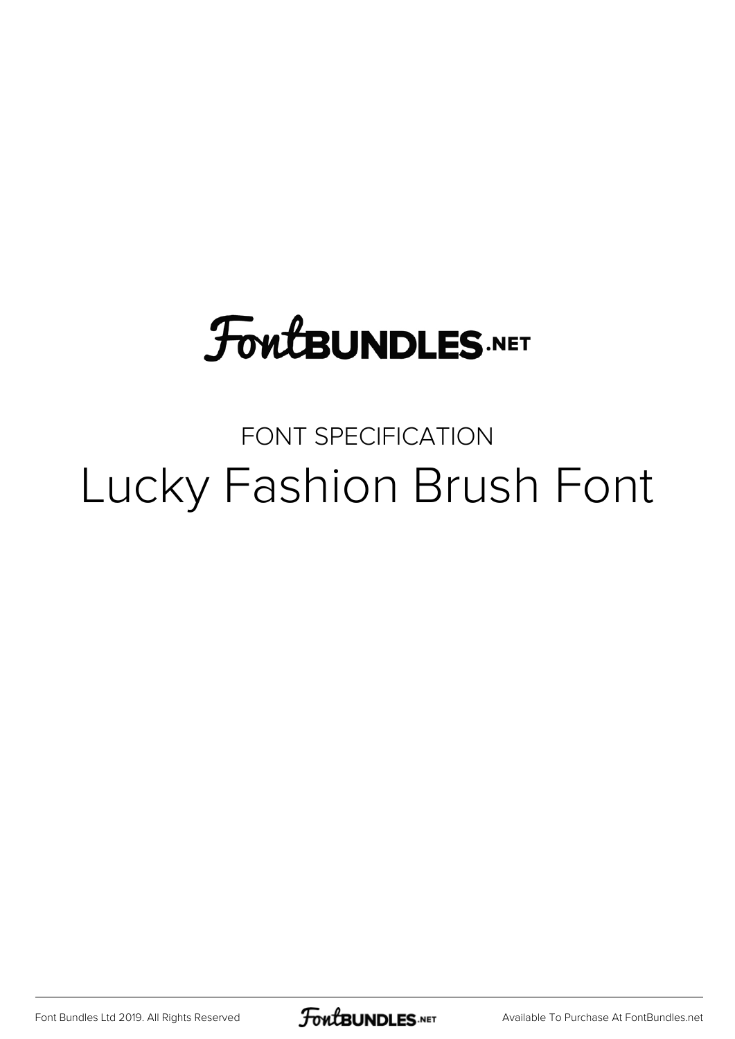FontBUNDLES.NET

FONT SPECIFICATION

# Lucky Fashion Brush Font

Font Bundles Ltd 2019. All Rights Reserved

Available To Purchase At FontBundles.net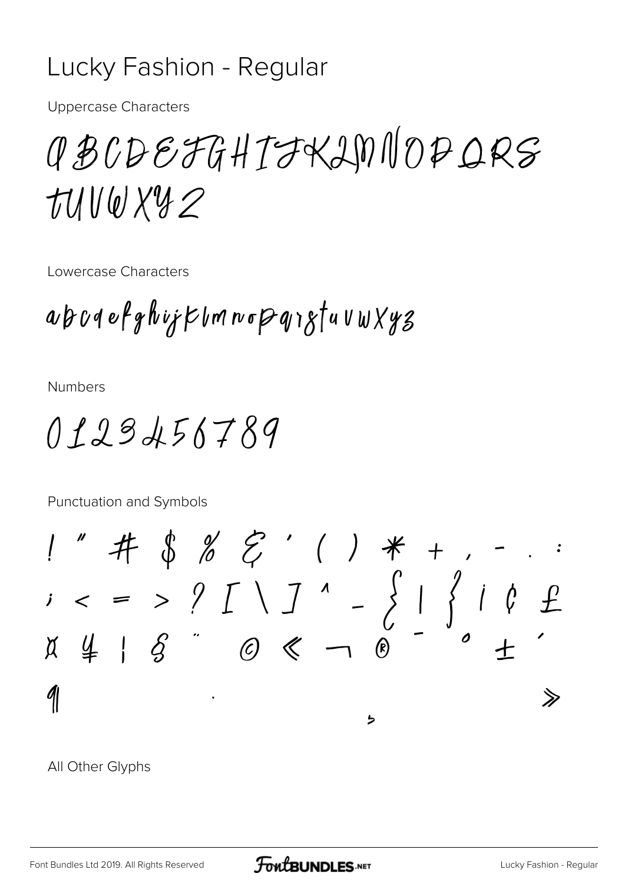# Lucky Fashion - Regular

Uppercase Characters

ABCDEFGHIJKLMNOPQRS
TUVWXYZ

Lowercase Characters

abcdefghijklmnopqrstuvwxyz

Numbers

0123456789

Punctuation and Symbols

! " # $ % & ' ( ) * + , - . :
; < = > ? [ \ ] ^ _ { | } ¡ ¢ £
¤ ¥ ¦ § ¨ © « ¬ ® ¯ ° ± ´
¶ · ¸ »

All Other Glyphs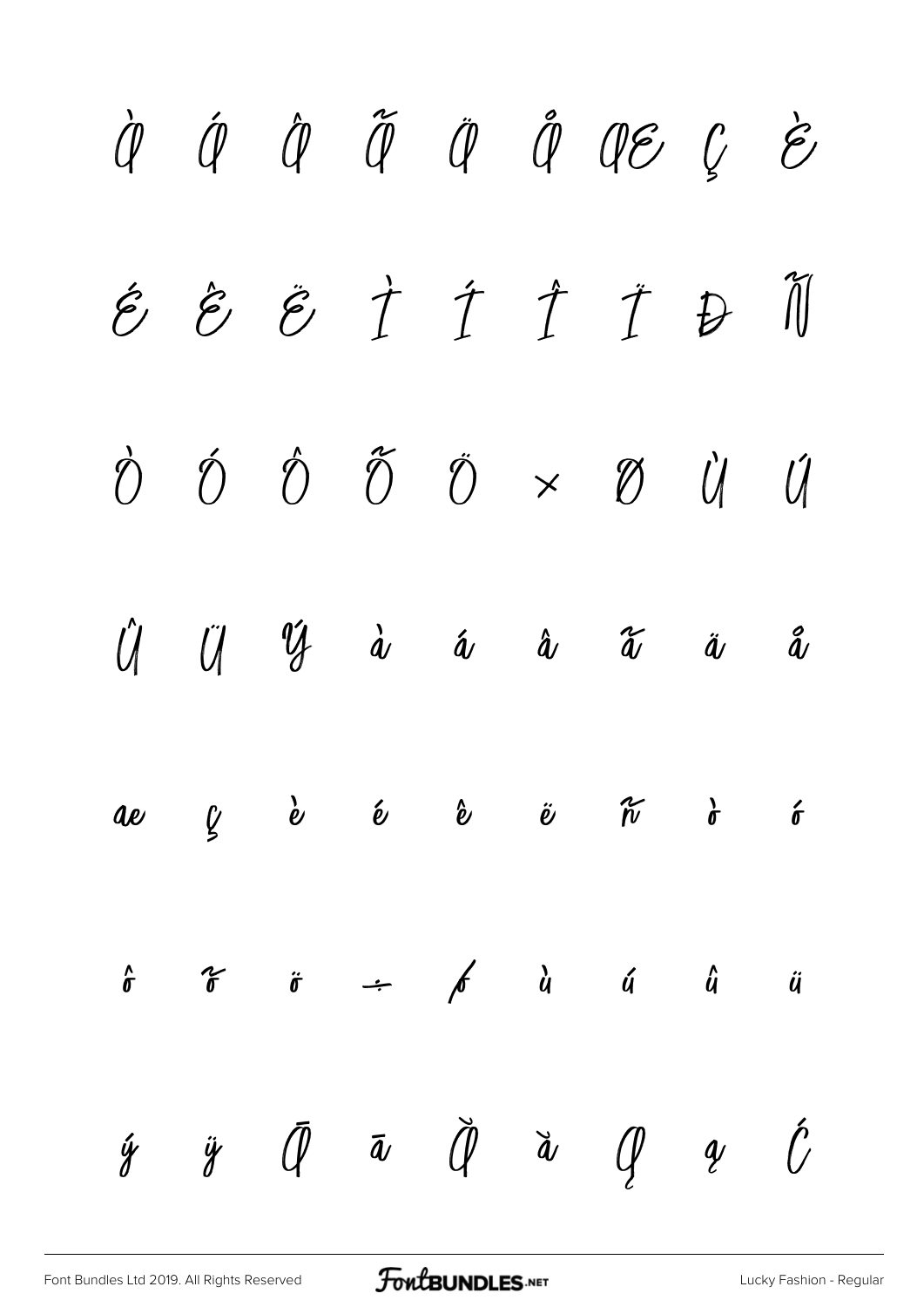À Á Â Ã Ä Å Æ Ç È

É Ê Ë Ì Í Î Ï Đ Ñ

Ò Ó Ô Õ Ö × Ø Ù Ú

Û Ü Ý à á â ã ä å

æ ç è é ê ë ñ ò ó

ô õ ö ÷ ø ù ú û ü

ý ÿ Ā ā Ă ă Ą ą Ć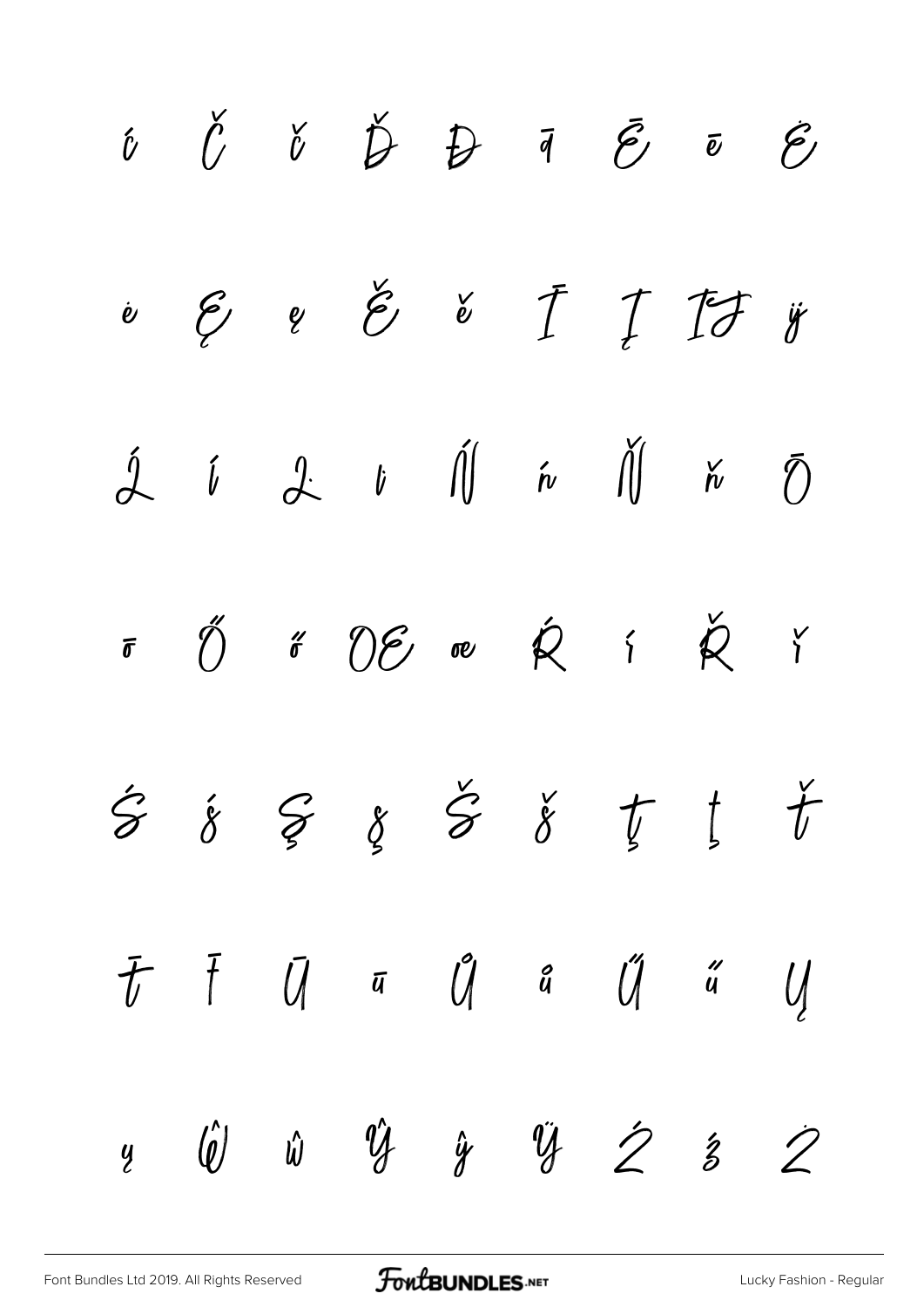ć Č č Ď Đ đ Ē ē Ė

ė Ę ę Ě ě Ī Į Ĳ ĳ

Ĺ ĺ Ŀ ŀ Ń ń Ň ň Ō

ō Ő ő Œ œ Ŕ ŕ Ř ř

Ś ś Ş ş Š š Ţ ţ Ť

ť ŧ Ū ū Ů ů Ű ű Ų

ų Ŵ ŵ Ŷ ŷ Ÿ Ź ź Ż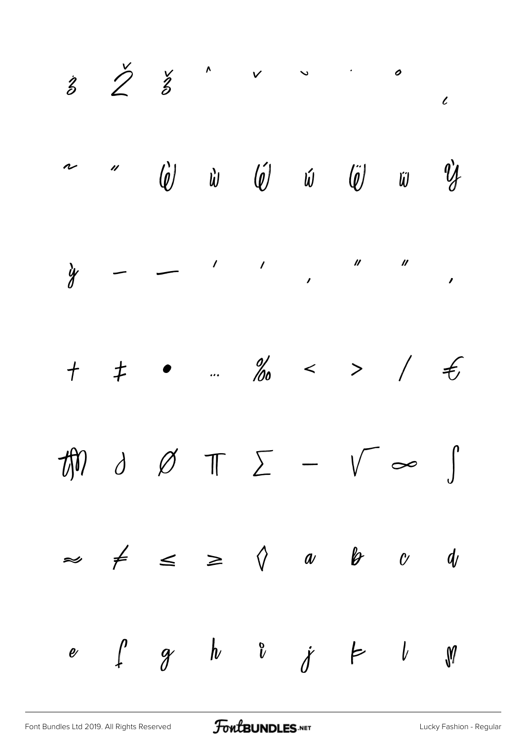ż Ž ž ˆ ˇ ˘ ˙ ˚ ˛

˜ ˝ Ẁ ẁ Ẃ ẃ Ẅ ẅ Ỳ

ỳ – — ‘ ’ ‚ “ ” „

† ‡ • … ‰ ‹ › ⁄ €

™ ∂ ∅ ∏ ∑ − √ ∞ ∫

≈ ≠ ≤ ≥ ◊ a b c d

e f g h i j k l m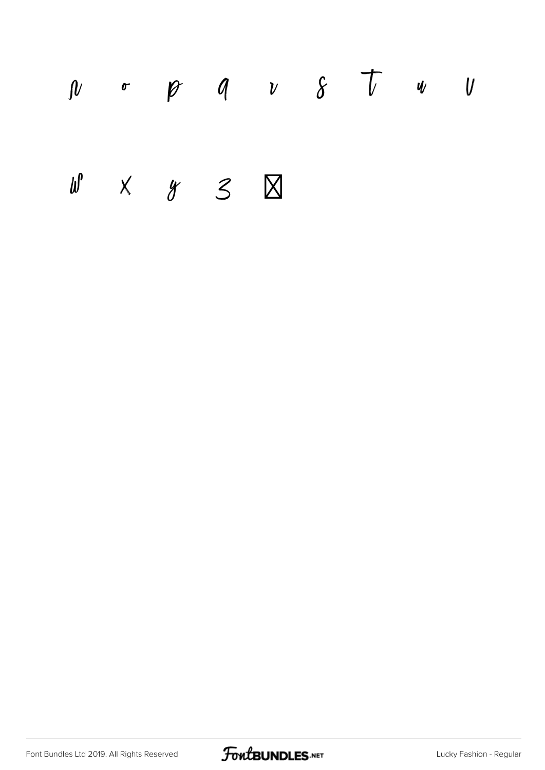n o p q r s t u v

w x y z ☒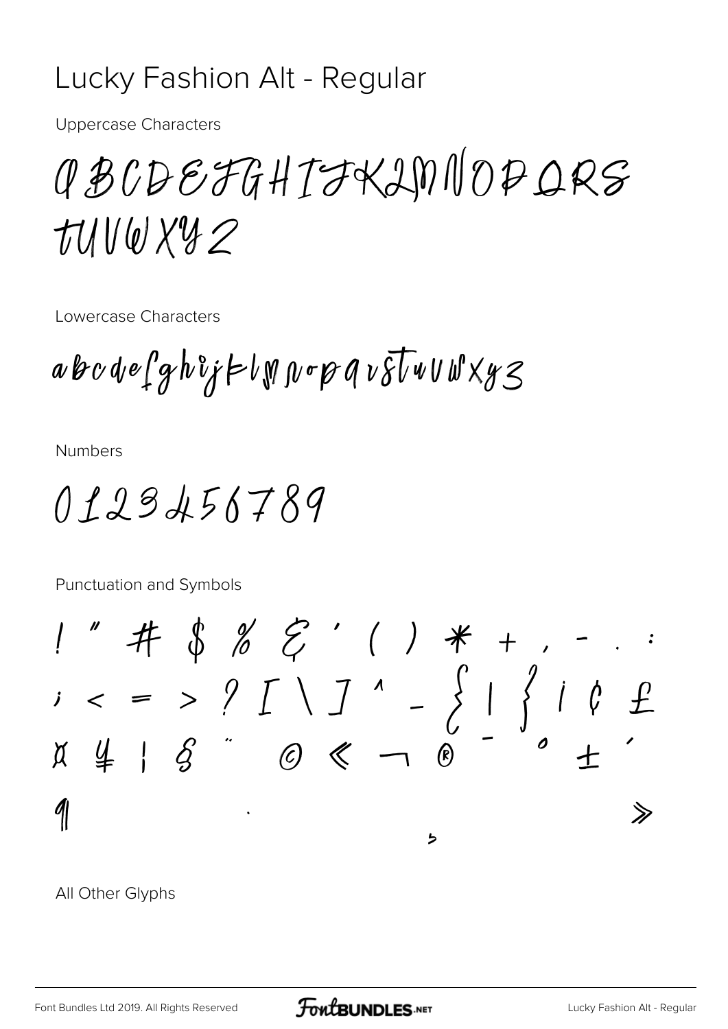# Lucky Fashion Alt - Regular

Uppercase Characters

ABCDEFGHIJKLMNOPQRS
TUVWXYZ

Lowercase Characters

abcdefghijklmnopqrstuvwxyz

Numbers

0123456789

Punctuation and Symbols

! " # $ % & ' ( ) * + , - . :
; < = > ? [ \ ] ^ _ { | } ¡ ¢ £
¤ ¥ ¦ § ¨ © « ¬ ® ¯ ° ± ´
¶ · ¸ »

All Other Glyphs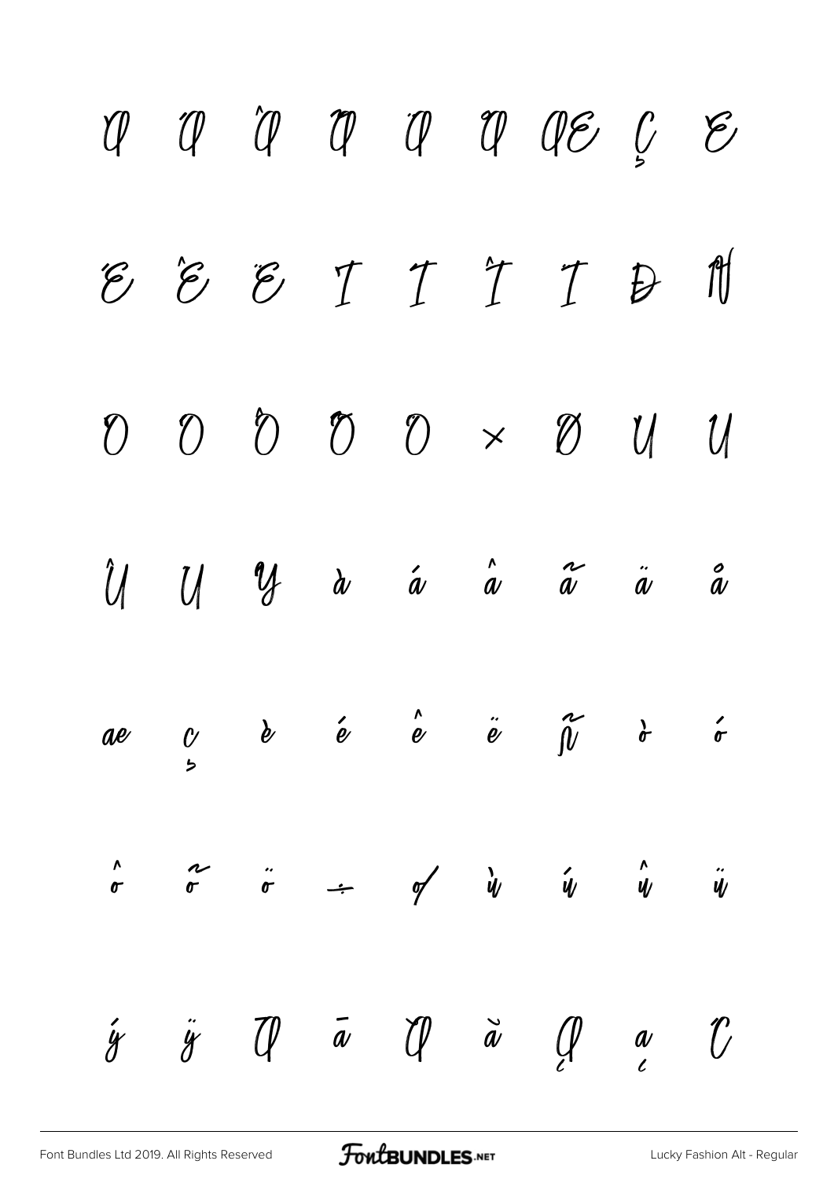À Á Â Ã Ä Å Æ Ç È

É Ê Ë Ì Í Î Ï Ð Ñ

Ò Ó Ô Õ Ö × Ø Ù Ú

Û Ü Ý à á â ã ä å

æ ç è é ê ë ñ ò ó

ô õ ö ÷ ø ù ú û ü

ý ÿ Ā ā Ă ă Ą ą Ć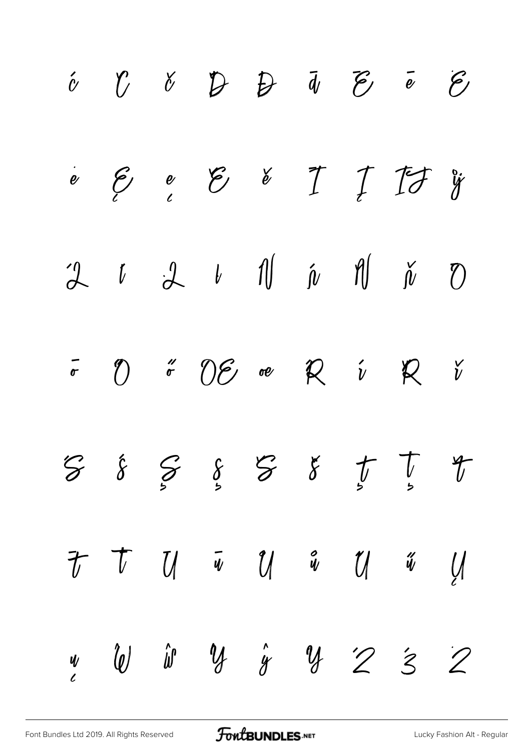ć Ĉ č Ď Đ đ Ē ē Ė

ė Ę ę Ě ě Ī Į Ĳ ĳ

Ĺ ĺ Ļ ļ Ń ń Ň ň Ō

ō Ő ő Œ œ Ŕ ŕ Ř ř

Ś ś Ş ş Š š ţ Ţ Ť

Ŧ Ţ Ū ū Ů ů Ű ű Ų

ų Ŵ ŵ Ŷ ŷ Ÿ Ź ź Ż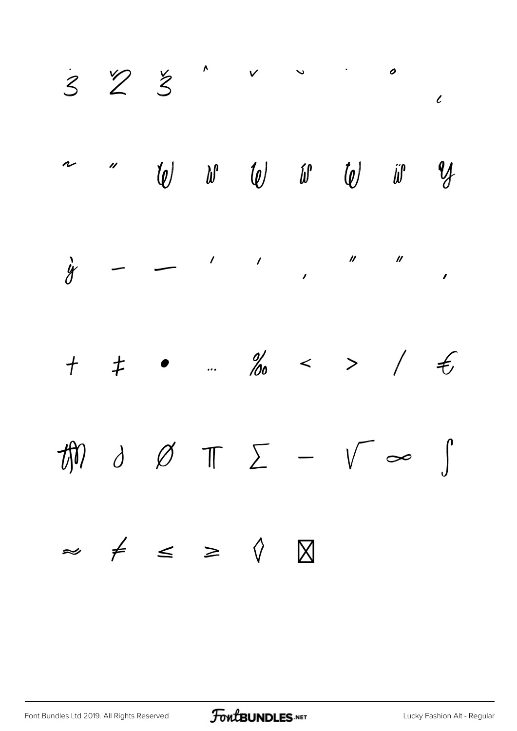ż Ž ž ˆ ˇ ˘ ˙ ˚ ˛

˜ ˝ Ẁ ẁ Ẃ ẃ Ẅ ẅ Ỳ

ỳ – — ' ' ‚ " " „

† ‡ • … ‰ ‹ › ⁄ €

™ ∂ ∅ ∏ ∑ − √ ∞ ∫

≈ ≠ ≤ ≥ ◊ ⊠

Font Bundles Ltd 2019. All Rights Reserved

Lucky Fashion Alt - Regular